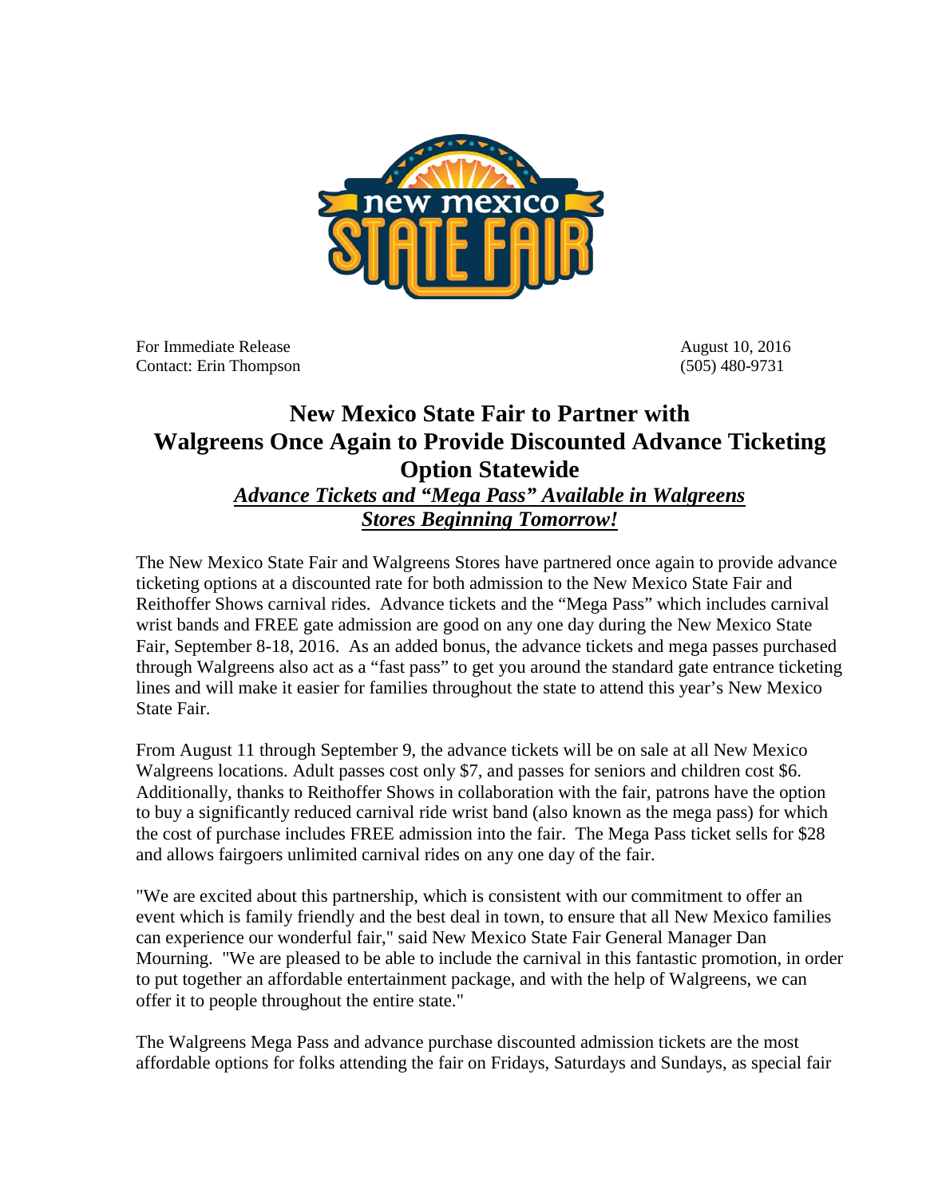For Immediate Release
Contact: Erin Thompson

August 10, 2016
(505) 480-9731

# New Mexico State Fair to Partner with Walgreens Once Again to Provide Discounted Advance Ticketing Option Statewide

## ***Advance Tickets and "Mega Pass" Available in Walgreens Stores Beginning Tomorrow!***

The New Mexico State Fair and Walgreens Stores have partnered once again to provide advance ticketing options at a discounted rate for both admission to the New Mexico State Fair and Reithoffer Shows carnival rides. Advance tickets and the "Mega Pass" which includes carnival wrist bands and FREE gate admission are good on any one day during the New Mexico State Fair, September 8-18, 2016. As an added bonus, the advance tickets and mega passes purchased through Walgreens also act as a "fast pass" to get you around the standard gate entrance ticketing lines and will make it easier for families throughout the state to attend this year's New Mexico State Fair.

From August 11 through September 9, the advance tickets will be on sale at all New Mexico Walgreens locations. Adult passes cost only $7, and passes for seniors and children cost $6. Additionally, thanks to Reithoffer Shows in collaboration with the fair, patrons have the option to buy a significantly reduced carnival ride wrist band (also known as the mega pass) for which the cost of purchase includes FREE admission into the fair. The Mega Pass ticket sells for $28 and allows fairgoers unlimited carnival rides on any one day of the fair.

"We are excited about this partnership, which is consistent with our commitment to offer an event which is family friendly and the best deal in town, to ensure that all New Mexico families can experience our wonderful fair," said New Mexico State Fair General Manager Dan Mourning. "We are pleased to be able to include the carnival in this fantastic promotion, in order to put together an affordable entertainment package, and with the help of Walgreens, we can offer it to people throughout the entire state."

The Walgreens Mega Pass and advance purchase discounted admission tickets are the most affordable options for folks attending the fair on Fridays, Saturdays and Sundays, as special fair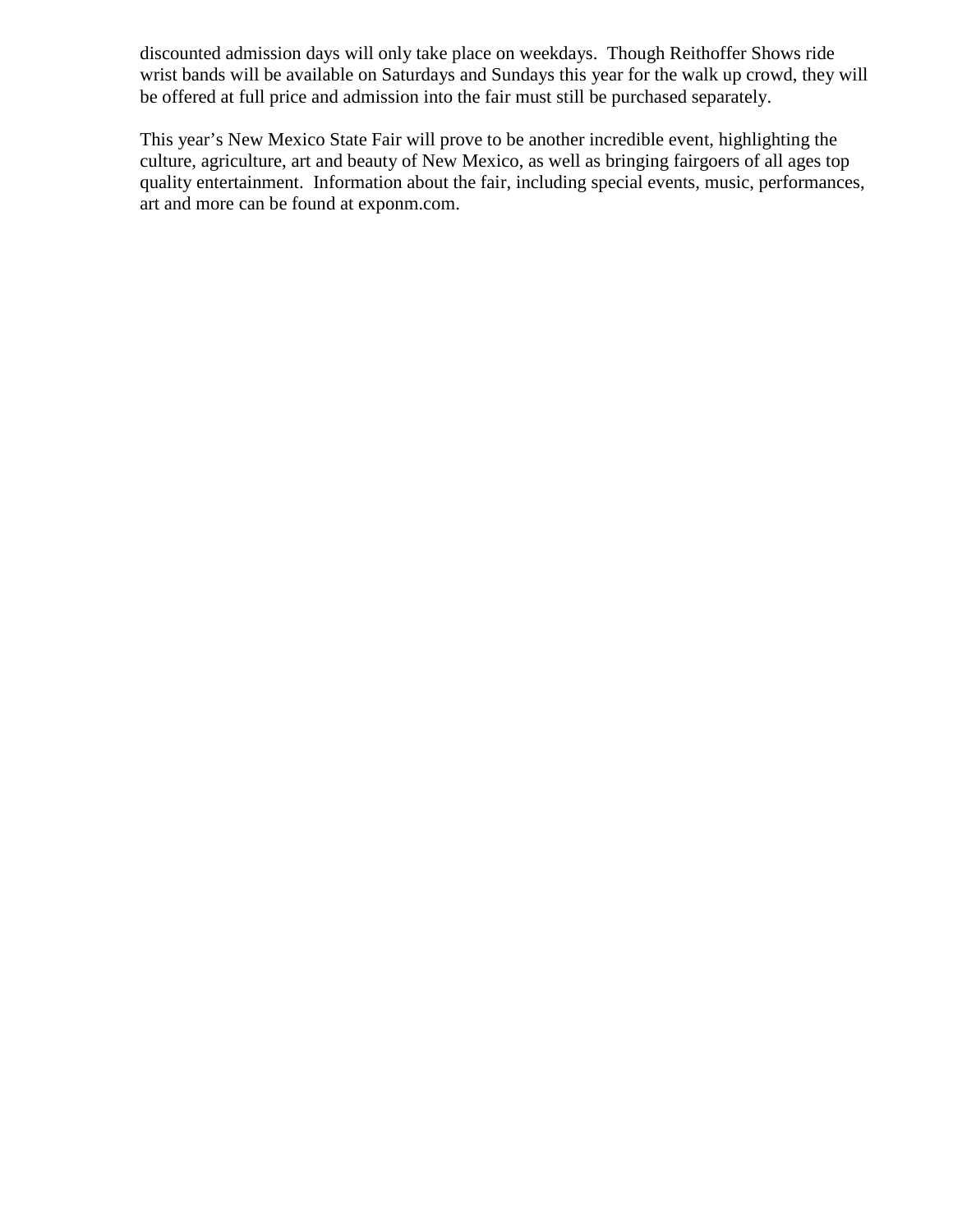discounted admission days will only take place on weekdays. Though Reithoffer Shows ride wrist bands will be available on Saturdays and Sundays this year for the walk up crowd, they will be offered at full price and admission into the fair must still be purchased separately.

This year's New Mexico State Fair will prove to be another incredible event, highlighting the culture, agriculture, art and beauty of New Mexico, as well as bringing fairgoers of all ages top quality entertainment. Information about the fair, including special events, music, performances, art and more can be found at exponm.com.